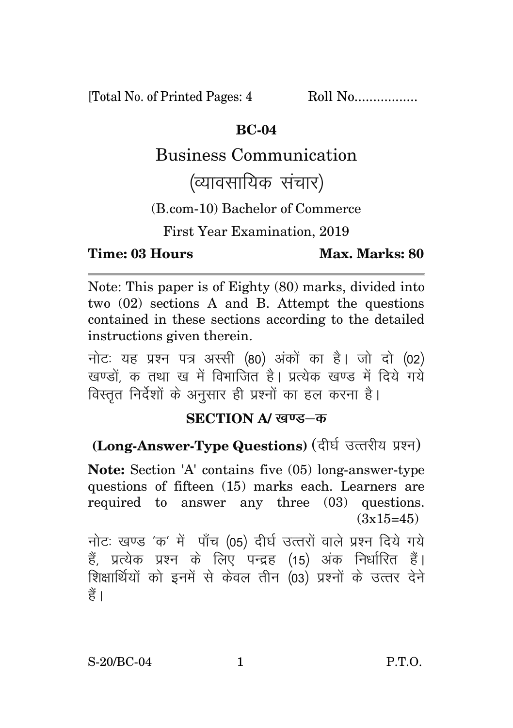[Total No. of Printed Pages: 4    Roll No.................

# BC-04

## Business Communication

## (व्यावसायिक संचार)

(B.com-10) Bachelor of Commerce

First Year Examination, 2019

**Time: 03 Hours**    **Max. Marks: 80**

---

Note: This paper is of Eighty (80) marks, divided into two (02) sections A and B. Attempt the questions contained in these sections according to the detailed instructions given therein.

नोटः यह प्रश्न पत्र अस्सी (80) अंकों का है। जो दो (02) खण्डों, क तथा ख में विभाजित है। प्रत्येक खण्ड में दिये गये विस्तृत निर्देशों के अनुसार ही प्रश्नों का हल करना है।

### SECTION A/ खण्ड–क

### (Long-Answer-Type Questions) (दीर्घ उत्तरीय प्रश्न)

**Note:** Section 'A' contains five (05) long-answer-type questions of fifteen (15) marks each. Learners are required to answer any three (03) questions. (3x15=45)

नोटः खण्ड 'क' में पाँच (05) दीर्घ उत्तरों वाले प्रश्न दिये गये हैं, प्रत्येक प्रश्न के लिए पन्द्रह (15) अंक निर्धारित हैं। शिक्षार्थियों को इनमें से केवल तीन (03) प्रश्नों के उत्तर देने हैं।

S-20/BC-04    P.T.O.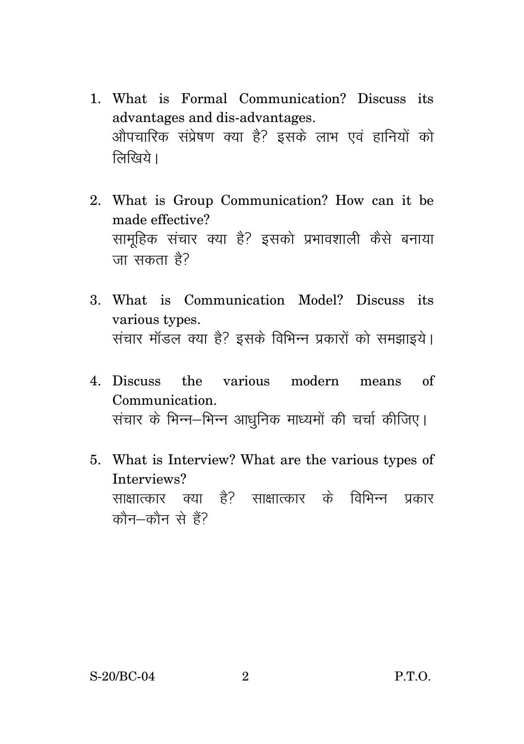1. What is Formal Communication? Discuss its advantages and dis-advantages.
   औपचारिक संप्रेषण क्या है? इसके लाभ एवं हानियों को लिखिये।

2. What is Group Communication? How can it be made effective?
   सामूहिक संचार क्या है? इसको प्रभावशाली कैसे बनाया जा सकता है?

3. What is Communication Model? Discuss its various types.
   संचार मॉडल क्या है? इसके विभिन्न प्रकारों को समझाइये।

4. Discuss the various modern means of Communication.
   संचार के भिन्न–भिन्न आधुनिक माध्यमों की चर्चा कीजिए।

5. What is Interview? What are the various types of Interviews?
   साक्षात्कार क्या है? साक्षात्कार के विभिन्न प्रकार कौन–कौन से हैं?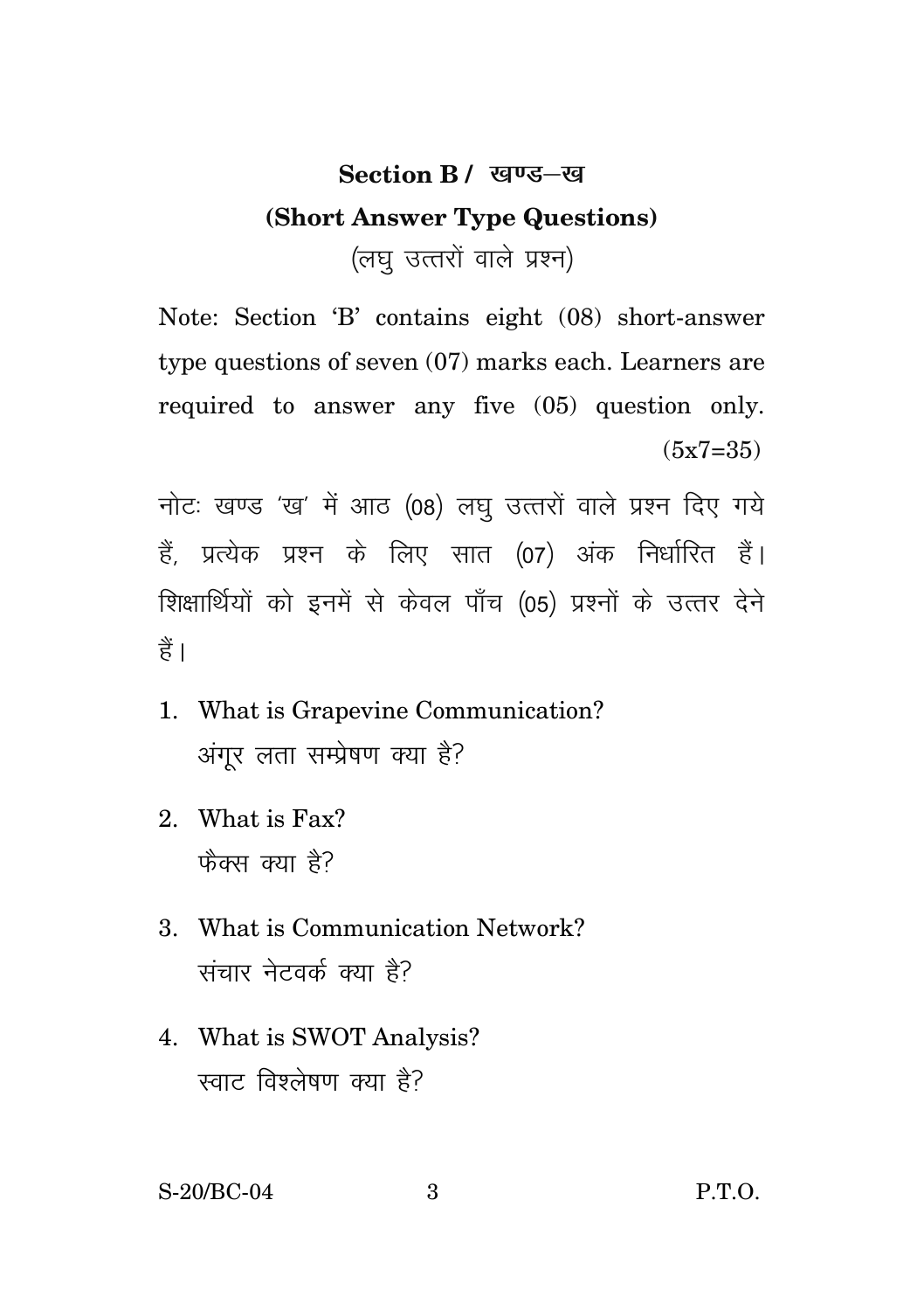## Section B / खण्ड–ख

### (Short Answer Type Questions)

(लघु उत्तरों वाले प्रश्न)

Note: Section 'B' contains eight (08) short-answer type questions of seven (07) marks each. Learners are required to answer any five (05) question only. (5x7=35)

नोटः खण्ड 'ख' में आठ (08) लघु उत्तरों वाले प्रश्न दिए गये हैं, प्रत्येक प्रश्न के लिए सात (07) अंक निर्धारित हैं। शिक्षार्थियों को इनमें से केवल पाँच (05) प्रश्नों के उत्तर देने हैं।

1. What is Grapevine Communication?
   अंगूर लता सम्प्रेषण क्या है?

2. What is Fax?
   फैक्स क्या है?

3. What is Communication Network?
   संचार नेटवर्क क्या है?

4. What is SWOT Analysis?
   स्वाट विश्लेषण क्या है?

S-20/BC-04 P.T.O.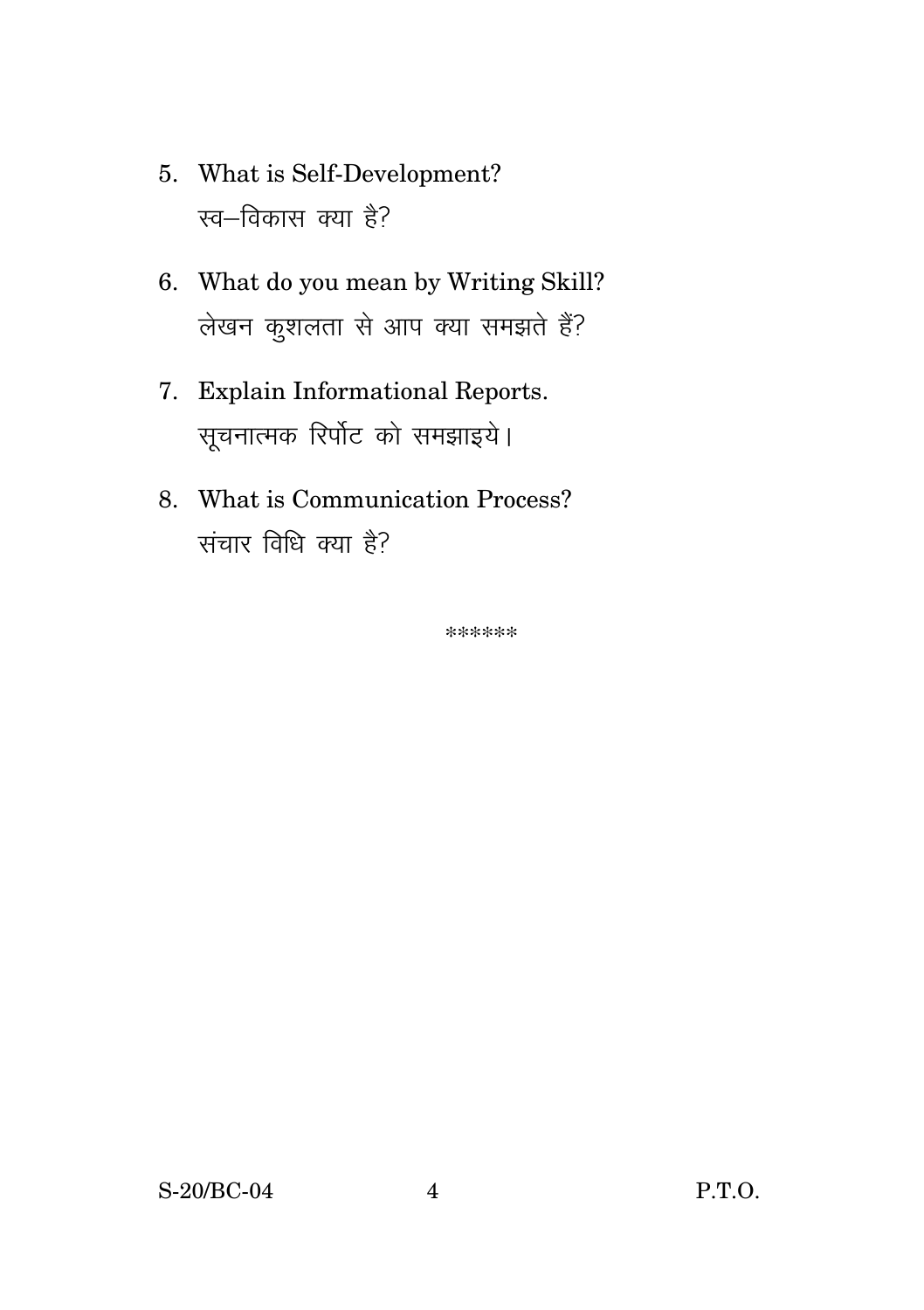5. What is Self-Development?
   स्व–विकास क्या है?

6. What do you mean by Writing Skill?
   लेखन कुशलता से आप क्या समझते हैं?

7. Explain Informational Reports.
   सूचनात्मक रिर्पोट को समझाइये।

8. What is Communication Process?
   संचार विधि क्या है?

******

S-20/BC-04 P.T.O.